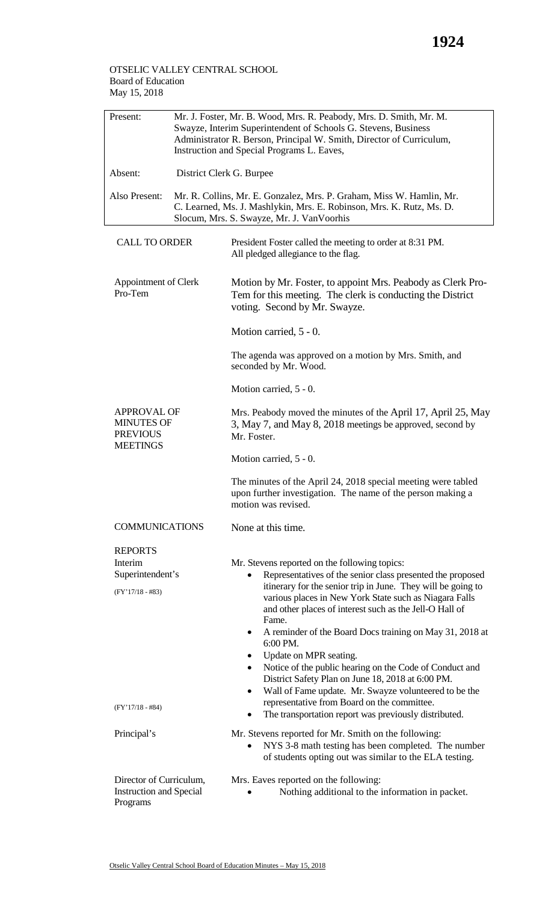OTSELIC VALLEY CENTRAL SCHOOL
Board of Education
May 15, 2018

| | |
|---|---|
| Present: | Mr. J. Foster, Mr. B. Wood, Mrs. R. Peabody, Mrs. D. Smith, Mr. M. Swayze, Interim Superintendent of Schools G. Stevens, Business Administrator R. Berson, Principal W. Smith, Director of Curriculum, Instruction and Special Programs L. Eaves, |
| Absent: | District Clerk G. Burpee |
| Also Present: | Mr. R. Collins, Mr. E. Gonzalez, Mrs. P. Graham, Miss W. Hamlin, Mr. C. Learned, Ms. J. Mashlykin, Mrs. E. Robinson, Mrs. K. Rutz, Ms. D. Slocum, Mrs. S. Swayze, Mr. J. VanVoorhis |

**CALL TO ORDER**

President Foster called the meeting to order at 8:31 PM. All pledged allegiance to the flag.

**Appointment of Clerk Pro-Tem**

Motion by Mr. Foster, to appoint Mrs. Peabody as Clerk Pro-Tem for this meeting. The clerk is conducting the District voting. Second by Mr. Swayze.

Motion carried, 5 - 0.

The agenda was approved on a motion by Mrs. Smith, and seconded by Mr. Wood.

Motion carried, 5 - 0.

**APPROVAL OF MINUTES OF PREVIOUS MEETINGS**

Mrs. Peabody moved the minutes of the April 17, April 25, May 3, May 7, and May 8, 2018 meetings be approved, second by Mr. Foster.

Motion carried, 5 - 0.

The minutes of the April 24, 2018 special meeting were tabled upon further investigation. The name of the person making a motion was revised.

**COMMUNICATIONS**

None at this time.

**REPORTS**

**Interim Superintendent's**

(FY'17/18 - #83)

(FY'17/18 - #84)

Mr. Stevens reported on the following topics:

- Representatives of the senior class presented the proposed itinerary for the senior trip in June. They will be going to various places in New York State such as Niagara Falls and other places of interest such as the Jell-O Hall of Fame.
- A reminder of the Board Docs training on May 31, 2018 at 6:00 PM.
- Update on MPR seating.
- Notice of the public hearing on the Code of Conduct and District Safety Plan on June 18, 2018 at 6:00 PM.
- Wall of Fame update. Mr. Swayze volunteered to be the representative from Board on the committee.
- The transportation report was previously distributed.

**Principal's**

Mr. Stevens reported for Mr. Smith on the following:

- NYS 3-8 math testing has been completed. The number of students opting out was similar to the ELA testing.

**Director of Curriculum, Instruction and Special Programs**

Mrs. Eaves reported on the following:

- Nothing additional to the information in packet.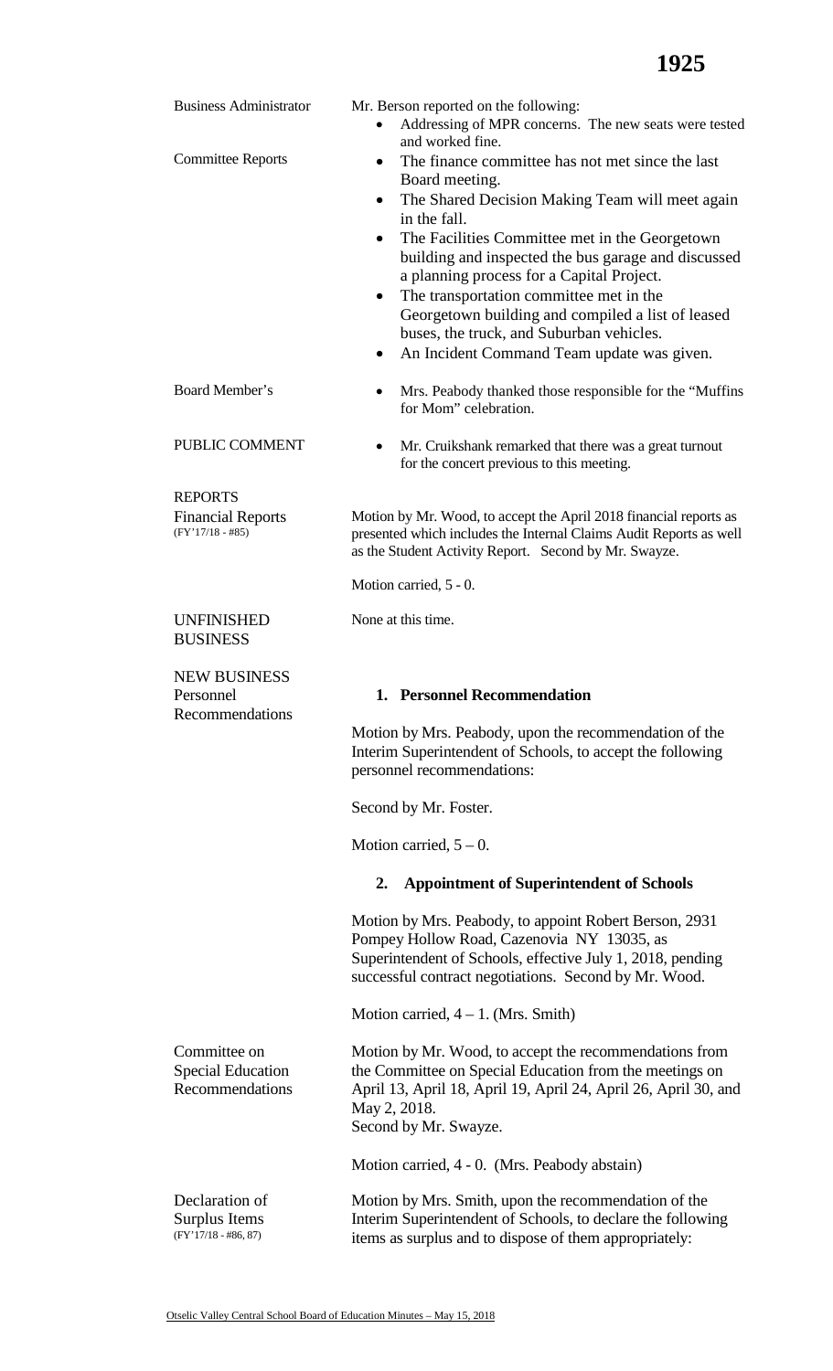**Business Administrator**

Mr. Berson reported on the following:

- Addressing of MPR concerns. The new seats were tested and worked fine.

**Committee Reports**

- The finance committee has not met since the last Board meeting.
- The Shared Decision Making Team will meet again in the fall.
- The Facilities Committee met in the Georgetown building and inspected the bus garage and discussed a planning process for a Capital Project.
- The transportation committee met in the Georgetown building and compiled a list of leased buses, the truck, and Suburban vehicles.
- An Incident Command Team update was given.

**Board Member's**

- Mrs. Peabody thanked those responsible for the "Muffins for Mom" celebration.

**PUBLIC COMMENT**

- Mr. Cruikshank remarked that there was a great turnout for the concert previous to this meeting.

**REPORTS**

**Financial Reports** (FY'17/18 - #85)

Motion by Mr. Wood, to accept the April 2018 financial reports as presented which includes the Internal Claims Audit Reports as well as the Student Activity Report. Second by Mr. Swayze.

Motion carried, 5 - 0.

**UNFINISHED BUSINESS**

None at this time.

**NEW BUSINESS**

**Personnel Recommendations**

**1. Personnel Recommendation**

Motion by Mrs. Peabody, upon the recommendation of the Interim Superintendent of Schools, to accept the following personnel recommendations:

Second by Mr. Foster.

Motion carried, 5 – 0.

**2. Appointment of Superintendent of Schools**

Motion by Mrs. Peabody, to appoint Robert Berson, 2931 Pompey Hollow Road, Cazenovia NY 13035, as Superintendent of Schools, effective July 1, 2018, pending successful contract negotiations. Second by Mr. Wood.

Motion carried, 4 – 1. (Mrs. Smith)

**Committee on Special Education Recommendations**

Motion by Mr. Wood, to accept the recommendations from the Committee on Special Education from the meetings on April 13, April 18, April 19, April 24, April 26, April 30, and May 2, 2018.
Second by Mr. Swayze.

Motion carried, 4 - 0. (Mrs. Peabody abstain)

**Declaration of Surplus Items** (FY'17/18 - #86, 87)

Motion by Mrs. Smith, upon the recommendation of the Interim Superintendent of Schools, to declare the following items as surplus and to dispose of them appropriately: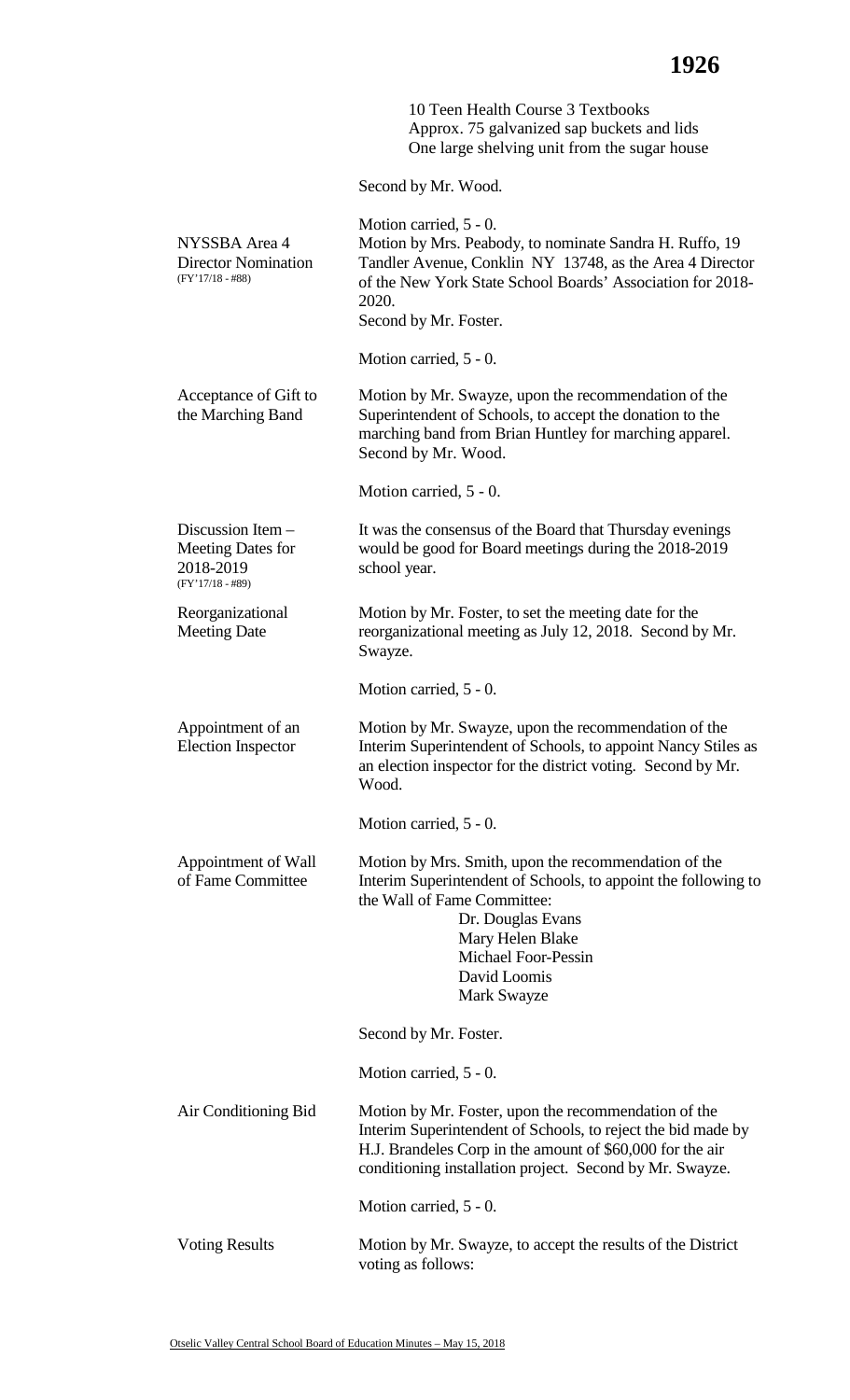10 Teen Health Course 3 Textbooks
Approx. 75 galvanized sap buckets and lids
One large shelving unit from the sugar house

Second by Mr. Wood.

Motion carried, 5 - 0.

**NYSSBA Area 4 Director Nomination** (FY'17/18 - #88)

Motion by Mrs. Peabody, to nominate Sandra H. Ruffo, 19 Tandler Avenue, Conklin NY 13748, as the Area 4 Director of the New York State School Boards' Association for 2018-2020.
Second by Mr. Foster.

Motion carried, 5 - 0.

**Acceptance of Gift to the Marching Band**

Motion by Mr. Swayze, upon the recommendation of the Superintendent of Schools, to accept the donation to the marching band from Brian Huntley for marching apparel. Second by Mr. Wood.

Motion carried, 5 - 0.

**Discussion Item – Meeting Dates for 2018-2019** (FY'17/18 - #89)

It was the consensus of the Board that Thursday evenings would be good for Board meetings during the 2018-2019 school year.

**Reorganizational Meeting Date**

Motion by Mr. Foster, to set the meeting date for the reorganizational meeting as July 12, 2018. Second by Mr. Swayze.

Motion carried, 5 - 0.

**Appointment of an Election Inspector**

Motion by Mr. Swayze, upon the recommendation of the Interim Superintendent of Schools, to appoint Nancy Stiles as an election inspector for the district voting. Second by Mr. Wood.

Motion carried, 5 - 0.

**Appointment of Wall of Fame Committee**

Motion by Mrs. Smith, upon the recommendation of the Interim Superintendent of Schools, to appoint the following to the Wall of Fame Committee:

Dr. Douglas Evans
Mary Helen Blake
Michael Foor-Pessin
David Loomis
Mark Swayze

Second by Mr. Foster.

Motion carried, 5 - 0.

**Air Conditioning Bid**

Motion by Mr. Foster, upon the recommendation of the Interim Superintendent of Schools, to reject the bid made by H.J. Brandeles Corp in the amount of $60,000 for the air conditioning installation project. Second by Mr. Swayze.

Motion carried, 5 - 0.

**Voting Results**

Motion by Mr. Swayze, to accept the results of the District voting as follows: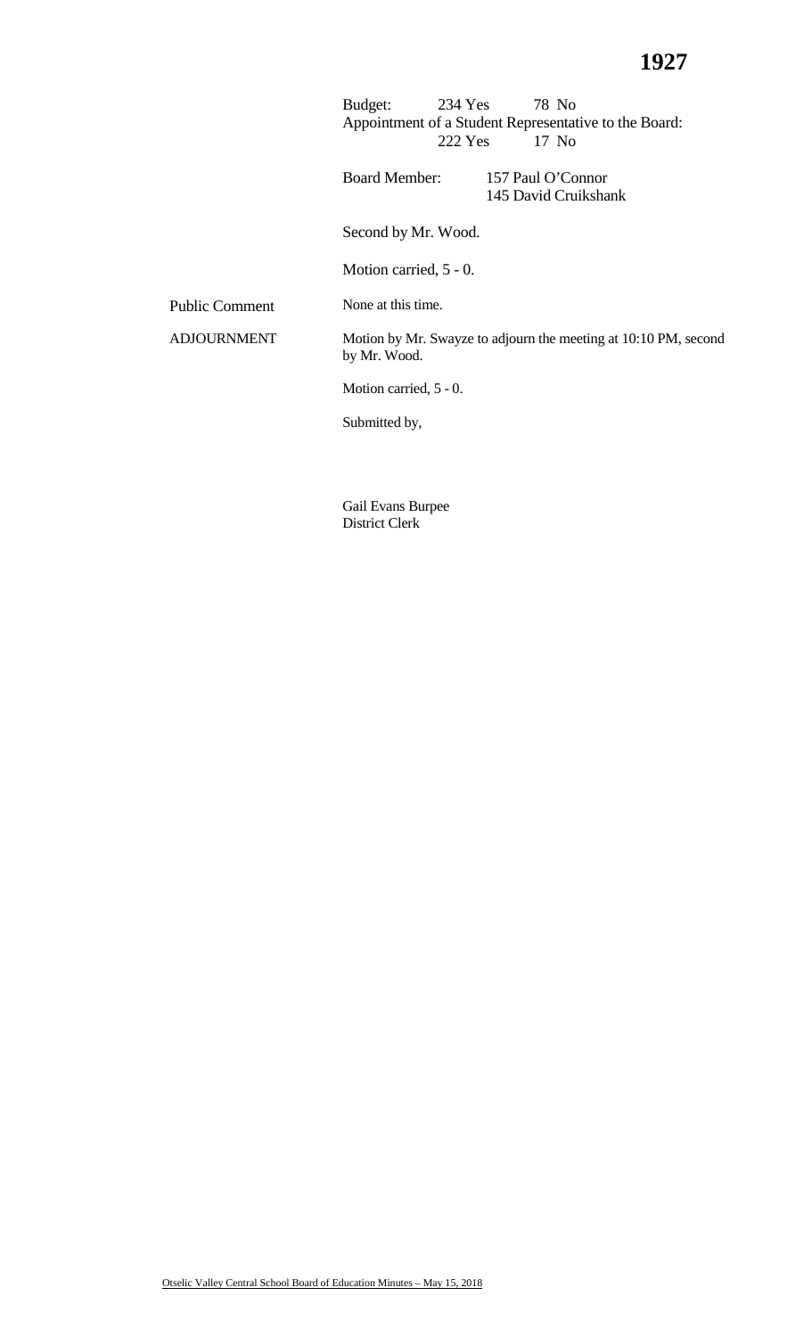Budget: 234 Yes 78 No

Appointment of a Student Representative to the Board:
222 Yes 17 No

| | |
|---|---|
| Board Member: | 157 Paul O'Connor |
| | 145 David Cruikshank |

Second by Mr. Wood.

Motion carried, 5 - 0.

**Public Comment** None at this time.

**ADJOURNMENT** Motion by Mr. Swayze to adjourn the meeting at 10:10 PM, second by Mr. Wood.

Motion carried, 5 - 0.

Submitted by,

Gail Evans Burpee
District Clerk